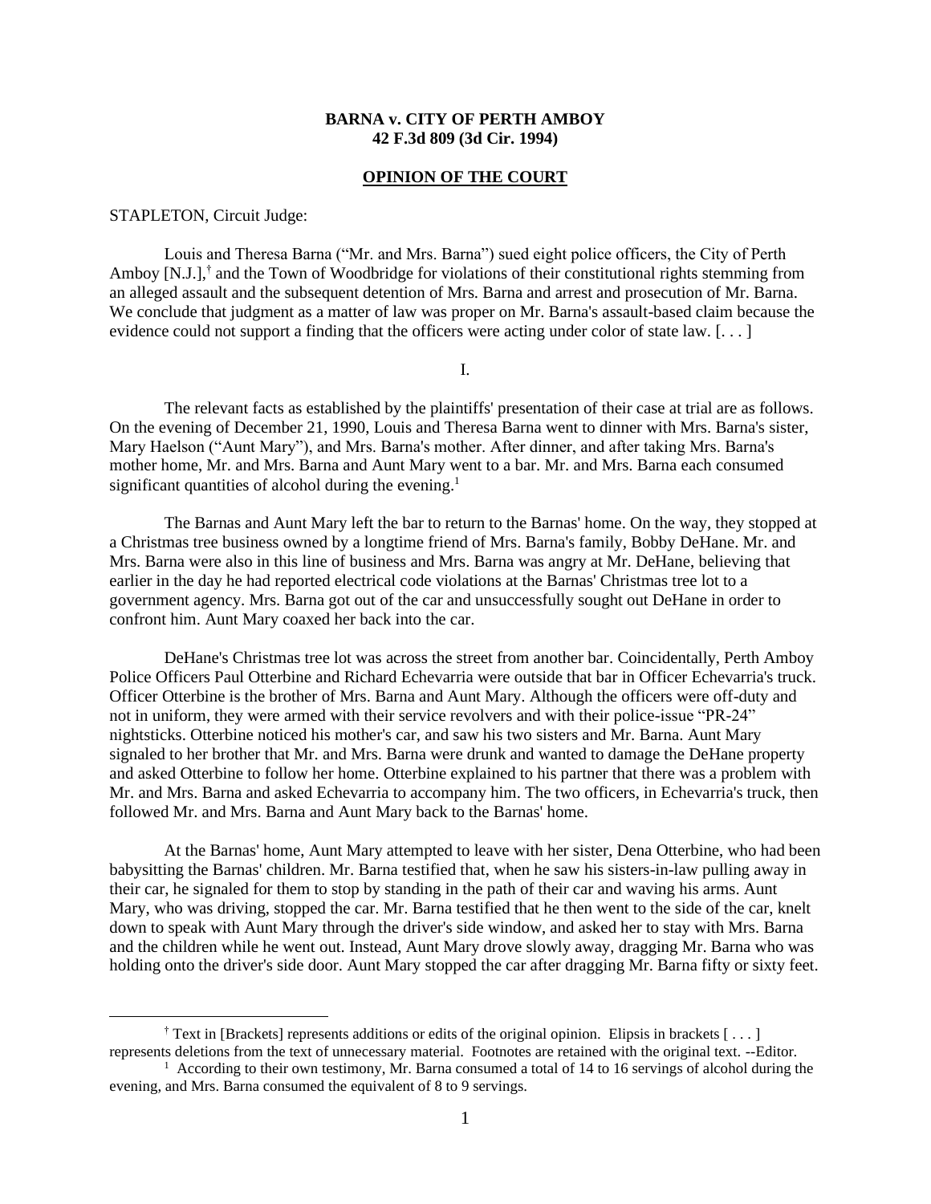**BARNA v. CITY OF PERTH AMBOY**
**42 F.3d 809 (3d Cir. 1994)**

**OPINION OF THE COURT**

STAPLETON, Circuit Judge:

Louis and Theresa Barna ("Mr. and Mrs. Barna") sued eight police officers, the City of Perth Amboy [N.J.],[†] and the Town of Woodbridge for violations of their constitutional rights stemming from an alleged assault and the subsequent detention of Mrs. Barna and arrest and prosecution of Mr. Barna. We conclude that judgment as a matter of law was proper on Mr. Barna's assault-based claim because the evidence could not support a finding that the officers were acting under color of state law. [. . . ]

I.

The relevant facts as established by the plaintiffs' presentation of their case at trial are as follows. On the evening of December 21, 1990, Louis and Theresa Barna went to dinner with Mrs. Barna's sister, Mary Haelson ("Aunt Mary"), and Mrs. Barna's mother. After dinner, and after taking Mrs. Barna's mother home, Mr. and Mrs. Barna and Aunt Mary went to a bar. Mr. and Mrs. Barna each consumed significant quantities of alcohol during the evening.[1]

The Barnas and Aunt Mary left the bar to return to the Barnas' home. On the way, they stopped at a Christmas tree business owned by a longtime friend of Mrs. Barna's family, Bobby DeHane. Mr. and Mrs. Barna were also in this line of business and Mrs. Barna was angry at Mr. DeHane, believing that earlier in the day he had reported electrical code violations at the Barnas' Christmas tree lot to a government agency. Mrs. Barna got out of the car and unsuccessfully sought out DeHane in order to confront him. Aunt Mary coaxed her back into the car.

DeHane's Christmas tree lot was across the street from another bar. Coincidentally, Perth Amboy Police Officers Paul Otterbine and Richard Echevarria were outside that bar in Officer Echevarria's truck. Officer Otterbine is the brother of Mrs. Barna and Aunt Mary. Although the officers were off-duty and not in uniform, they were armed with their service revolvers and with their police-issue "PR-24" nightsticks. Otterbine noticed his mother's car, and saw his two sisters and Mr. Barna. Aunt Mary signaled to her brother that Mr. and Mrs. Barna were drunk and wanted to damage the DeHane property and asked Otterbine to follow her home. Otterbine explained to his partner that there was a problem with Mr. and Mrs. Barna and asked Echevarria to accompany him. The two officers, in Echevarria's truck, then followed Mr. and Mrs. Barna and Aunt Mary back to the Barnas' home.

At the Barnas' home, Aunt Mary attempted to leave with her sister, Dena Otterbine, who had been babysitting the Barnas' children. Mr. Barna testified that, when he saw his sisters-in-law pulling away in their car, he signaled for them to stop by standing in the path of their car and waving his arms. Aunt Mary, who was driving, stopped the car. Mr. Barna testified that he then went to the side of the car, knelt down to speak with Aunt Mary through the driver's side window, and asked her to stay with Mrs. Barna and the children while he went out. Instead, Aunt Mary drove slowly away, dragging Mr. Barna who was holding onto the driver's side door. Aunt Mary stopped the car after dragging Mr. Barna fifty or sixty feet.

---

[†] Text in [Brackets] represents additions or edits of the original opinion. Elipsis in brackets [ . . . ] represents deletions from the text of unnecessary material. Footnotes are retained with the original text. --Editor.

[1] According to their own testimony, Mr. Barna consumed a total of 14 to 16 servings of alcohol during the evening, and Mrs. Barna consumed the equivalent of 8 to 9 servings.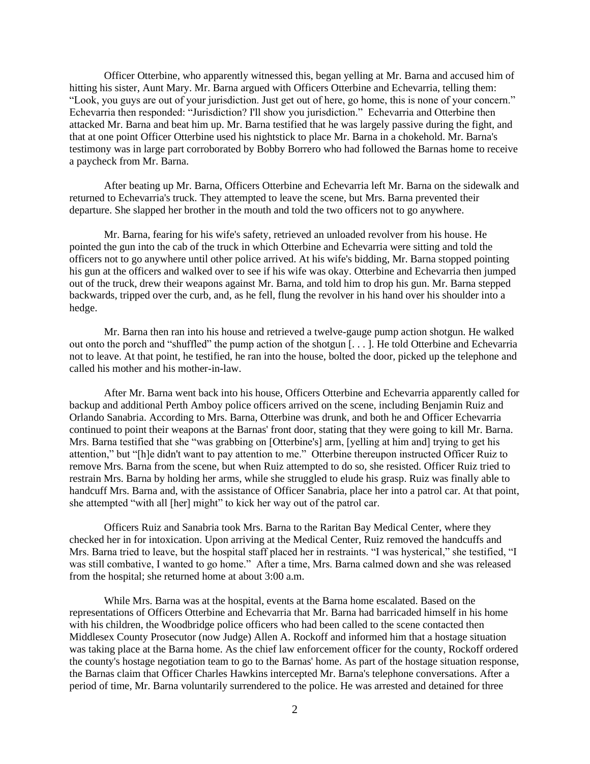Officer Otterbine, who apparently witnessed this, began yelling at Mr. Barna and accused him of hitting his sister, Aunt Mary. Mr. Barna argued with Officers Otterbine and Echevarria, telling them: "Look, you guys are out of your jurisdiction. Just get out of here, go home, this is none of your concern." Echevarria then responded: "Jurisdiction? I'll show you jurisdiction." Echevarria and Otterbine then attacked Mr. Barna and beat him up. Mr. Barna testified that he was largely passive during the fight, and that at one point Officer Otterbine used his nightstick to place Mr. Barna in a chokehold. Mr. Barna's testimony was in large part corroborated by Bobby Borrero who had followed the Barnas home to receive a paycheck from Mr. Barna.

After beating up Mr. Barna, Officers Otterbine and Echevarria left Mr. Barna on the sidewalk and returned to Echevarria's truck. They attempted to leave the scene, but Mrs. Barna prevented their departure. She slapped her brother in the mouth and told the two officers not to go anywhere.

Mr. Barna, fearing for his wife's safety, retrieved an unloaded revolver from his house. He pointed the gun into the cab of the truck in which Otterbine and Echevarria were sitting and told the officers not to go anywhere until other police arrived. At his wife's bidding, Mr. Barna stopped pointing his gun at the officers and walked over to see if his wife was okay. Otterbine and Echevarria then jumped out of the truck, drew their weapons against Mr. Barna, and told him to drop his gun. Mr. Barna stepped backwards, tripped over the curb, and, as he fell, flung the revolver in his hand over his shoulder into a hedge.

Mr. Barna then ran into his house and retrieved a twelve-gauge pump action shotgun. He walked out onto the porch and "shuffled" the pump action of the shotgun [. . . ]. He told Otterbine and Echevarria not to leave. At that point, he testified, he ran into the house, bolted the door, picked up the telephone and called his mother and his mother-in-law.

After Mr. Barna went back into his house, Officers Otterbine and Echevarria apparently called for backup and additional Perth Amboy police officers arrived on the scene, including Benjamin Ruiz and Orlando Sanabria. According to Mrs. Barna, Otterbine was drunk, and both he and Officer Echevarria continued to point their weapons at the Barnas' front door, stating that they were going to kill Mr. Barna. Mrs. Barna testified that she "was grabbing on [Otterbine's] arm, [yelling at him and] trying to get his attention," but "[h]e didn't want to pay attention to me." Otterbine thereupon instructed Officer Ruiz to remove Mrs. Barna from the scene, but when Ruiz attempted to do so, she resisted. Officer Ruiz tried to restrain Mrs. Barna by holding her arms, while she struggled to elude his grasp. Ruiz was finally able to handcuff Mrs. Barna and, with the assistance of Officer Sanabria, place her into a patrol car. At that point, she attempted "with all [her] might" to kick her way out of the patrol car.

Officers Ruiz and Sanabria took Mrs. Barna to the Raritan Bay Medical Center, where they checked her in for intoxication. Upon arriving at the Medical Center, Ruiz removed the handcuffs and Mrs. Barna tried to leave, but the hospital staff placed her in restraints. "I was hysterical," she testified, "I was still combative, I wanted to go home." After a time, Mrs. Barna calmed down and she was released from the hospital; she returned home at about 3:00 a.m.

While Mrs. Barna was at the hospital, events at the Barna home escalated. Based on the representations of Officers Otterbine and Echevarria that Mr. Barna had barricaded himself in his home with his children, the Woodbridge police officers who had been called to the scene contacted then Middlesex County Prosecutor (now Judge) Allen A. Rockoff and informed him that a hostage situation was taking place at the Barna home. As the chief law enforcement officer for the county, Rockoff ordered the county's hostage negotiation team to go to the Barnas' home. As part of the hostage situation response, the Barnas claim that Officer Charles Hawkins intercepted Mr. Barna's telephone conversations. After a period of time, Mr. Barna voluntarily surrendered to the police. He was arrested and detained for three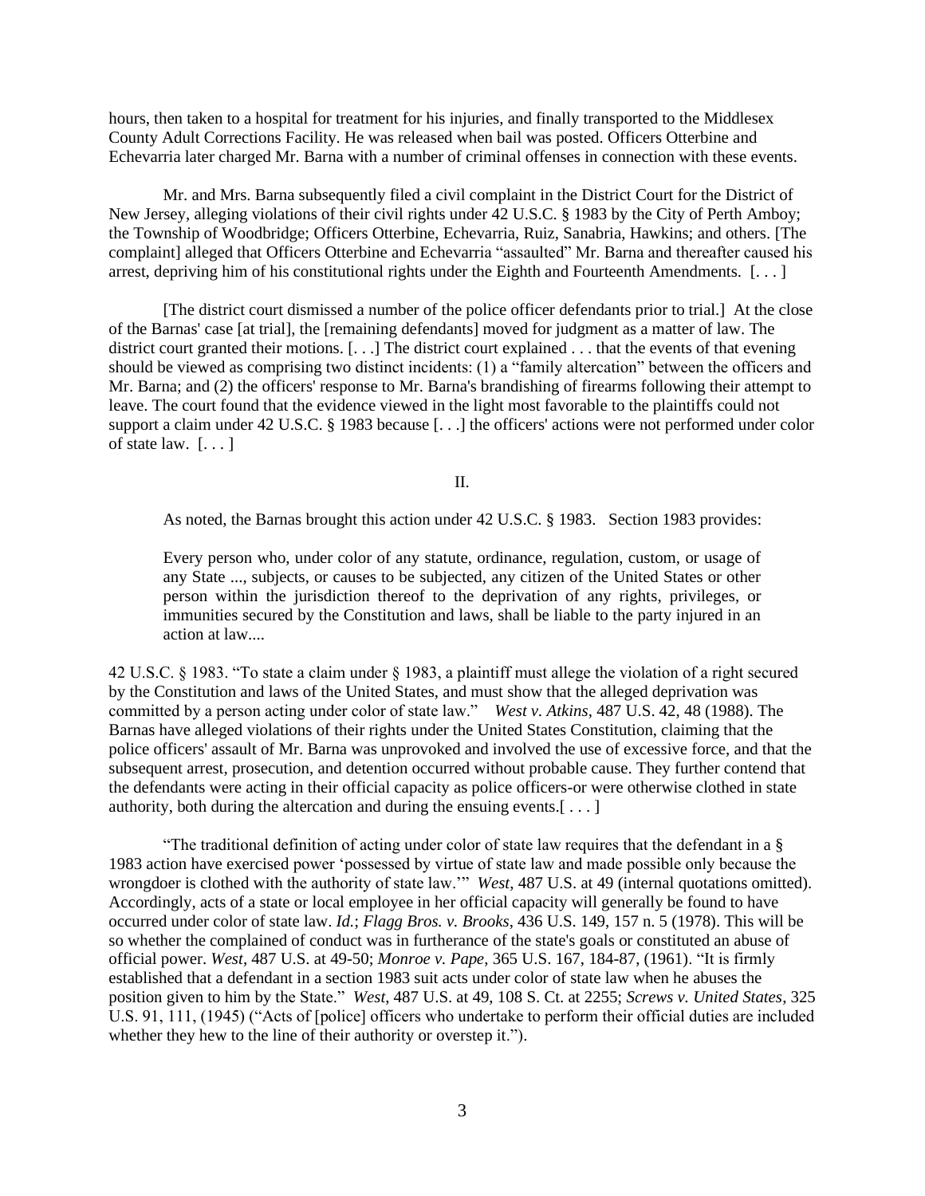hours, then taken to a hospital for treatment for his injuries, and finally transported to the Middlesex County Adult Corrections Facility. He was released when bail was posted. Officers Otterbine and Echevarria later charged Mr. Barna with a number of criminal offenses in connection with these events.

Mr. and Mrs. Barna subsequently filed a civil complaint in the District Court for the District of New Jersey, alleging violations of their civil rights under 42 U.S.C. § 1983 by the City of Perth Amboy; the Township of Woodbridge; Officers Otterbine, Echevarria, Ruiz, Sanabria, Hawkins; and others. [The complaint] alleged that Officers Otterbine and Echevarria "assaulted" Mr. Barna and thereafter caused his arrest, depriving him of his constitutional rights under the Eighth and Fourteenth Amendments. [. . . ]

[The district court dismissed a number of the police officer defendants prior to trial.] At the close of the Barnas' case [at trial], the [remaining defendants] moved for judgment as a matter of law. The district court granted their motions. [. . .] The district court explained . . . that the events of that evening should be viewed as comprising two distinct incidents: (1) a "family altercation" between the officers and Mr. Barna; and (2) the officers' response to Mr. Barna's brandishing of firearms following their attempt to leave. The court found that the evidence viewed in the light most favorable to the plaintiffs could not support a claim under 42 U.S.C. § 1983 because [. . .] the officers' actions were not performed under color of state law. [. . . ]

II.

As noted, the Barnas brought this action under 42 U.S.C. § 1983. Section 1983 provides:

> Every person who, under color of any statute, ordinance, regulation, custom, or usage of any State ..., subjects, or causes to be subjected, any citizen of the United States or other person within the jurisdiction thereof to the deprivation of any rights, privileges, or immunities secured by the Constitution and laws, shall be liable to the party injured in an action at law....

42 U.S.C. § 1983. "To state a claim under § 1983, a plaintiff must allege the violation of a right secured by the Constitution and laws of the United States, and must show that the alleged deprivation was committed by a person acting under color of state law." *West v. Atkins*, 487 U.S. 42, 48 (1988). The Barnas have alleged violations of their rights under the United States Constitution, claiming that the police officers' assault of Mr. Barna was unprovoked and involved the use of excessive force, and that the subsequent arrest, prosecution, and detention occurred without probable cause. They further contend that the defendants were acting in their official capacity as police officers-or were otherwise clothed in state authority, both during the altercation and during the ensuing events.[ . . . ]

"The traditional definition of acting under color of state law requires that the defendant in a § 1983 action have exercised power 'possessed by virtue of state law and made possible only because the wrongdoer is clothed with the authority of state law.'" *West*, 487 U.S. at 49 (internal quotations omitted). Accordingly, acts of a state or local employee in her official capacity will generally be found to have occurred under color of state law. *Id.*; *Flagg Bros. v. Brooks*, 436 U.S. 149, 157 n. 5 (1978). This will be so whether the complained of conduct was in furtherance of the state's goals or constituted an abuse of official power. *West*, 487 U.S. at 49-50; *Monroe v. Pape*, 365 U.S. 167, 184-87, (1961). "It is firmly established that a defendant in a section 1983 suit acts under color of state law when he abuses the position given to him by the State." *West*, 487 U.S. at 49, 108 S. Ct. at 2255; *Screws v. United States*, 325 U.S. 91, 111, (1945) ("Acts of [police] officers who undertake to perform their official duties are included whether they hew to the line of their authority or overstep it.").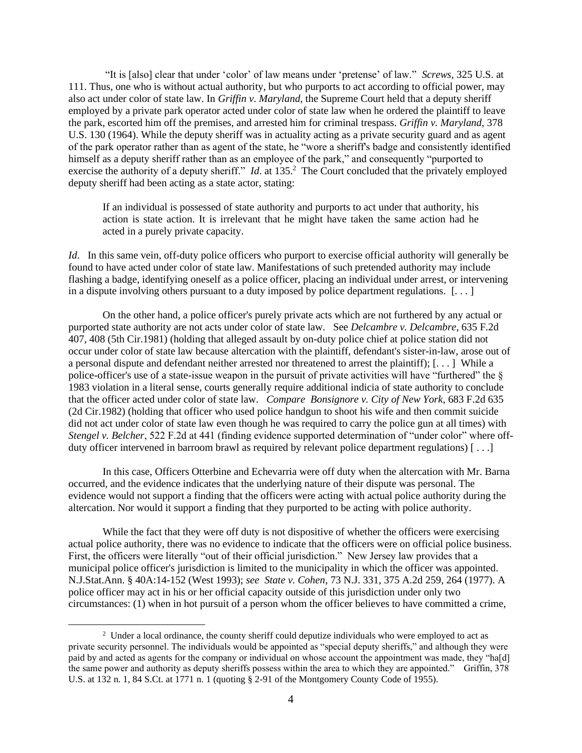"It is [also] clear that under 'color' of law means under 'pretense' of law." *Screws*, 325 U.S. at 111. Thus, one who is without actual authority, but who purports to act according to official power, may also act under color of state law. In *Griffin v. Maryland*, the Supreme Court held that a deputy sheriff employed by a private park operator acted under color of state law when he ordered the plaintiff to leave the park, escorted him off the premises, and arrested him for criminal trespass. *Griffin v. Maryland*, 378 U.S. 130 (1964). While the deputy sheriff was in actuality acting as a private security guard and as agent of the park operator rather than as agent of the state, he "wore a sheriff's badge and consistently identified himself as a deputy sheriff rather than as an employee of the park," and consequently "purported to exercise the authority of a deputy sheriff." *Id*. at 135.[2] The Court concluded that the privately employed deputy sheriff had been acting as a state actor, stating:

> If an individual is possessed of state authority and purports to act under that authority, his action is state action. It is irrelevant that he might have taken the same action had he acted in a purely private capacity.

*Id*. In this same vein, off-duty police officers who purport to exercise official authority will generally be found to have acted under color of state law. Manifestations of such pretended authority may include flashing a badge, identifying oneself as a police officer, placing an individual under arrest, or intervening in a dispute involving others pursuant to a duty imposed by police department regulations. [. . . ]

On the other hand, a police officer's purely private acts which are not furthered by any actual or purported state authority are not acts under color of state law. See *Delcambre v. Delcambre*, 635 F.2d 407, 408 (5th Cir.1981) (holding that alleged assault by on-duty police chief at police station did not occur under color of state law because altercation with the plaintiff, defendant's sister-in-law, arose out of a personal dispute and defendant neither arrested nor threatened to arrest the plaintiff); [. . . ] While a police-officer's use of a state-issue weapon in the pursuit of private activities will have "furthered" the § 1983 violation in a literal sense, courts generally require additional indicia of state authority to conclude that the officer acted under color of state law. *Compare Bonsignore v. City of New York*, 683 F.2d 635 (2d Cir.1982) (holding that officer who used police handgun to shoot his wife and then commit suicide did not act under color of state law even though he was required to carry the police gun at all times) with *Stengel v. Belcher*, 522 F.2d at 441 (finding evidence supported determination of "under color" where off-duty officer intervened in barroom brawl as required by relevant police department regulations) [ . . .]

In this case, Officers Otterbine and Echevarria were off duty when the altercation with Mr. Barna occurred, and the evidence indicates that the underlying nature of their dispute was personal. The evidence would not support a finding that the officers were acting with actual police authority during the altercation. Nor would it support a finding that they purported to be acting with police authority.

While the fact that they were off duty is not dispositive of whether the officers were exercising actual police authority, there was no evidence to indicate that the officers were on official police business. First, the officers were literally "out of their official jurisdiction." New Jersey law provides that a municipal police officer's jurisdiction is limited to the municipality in which the officer was appointed. N.J.Stat.Ann. § 40A:14-152 (West 1993); *see State v. Cohen*, 73 N.J. 331, 375 A.2d 259, 264 (1977). A police officer may act in his or her official capacity outside of this jurisdiction under only two circumstances: (1) when in hot pursuit of a person whom the officer believes to have committed a crime,

[2] Under a local ordinance, the county sheriff could deputize individuals who were employed to act as private security personnel. The individuals would be appointed as "special deputy sheriffs," and although they were paid by and acted as agents for the company or individual on whose account the appointment was made, they "ha[d] the same power and authority as deputy sheriffs possess within the area to which they are appointed." Griffin, 378 U.S. at 132 n. 1, 84 S.Ct. at 1771 n. 1 (quoting § 2-91 of the Montgomery County Code of 1955).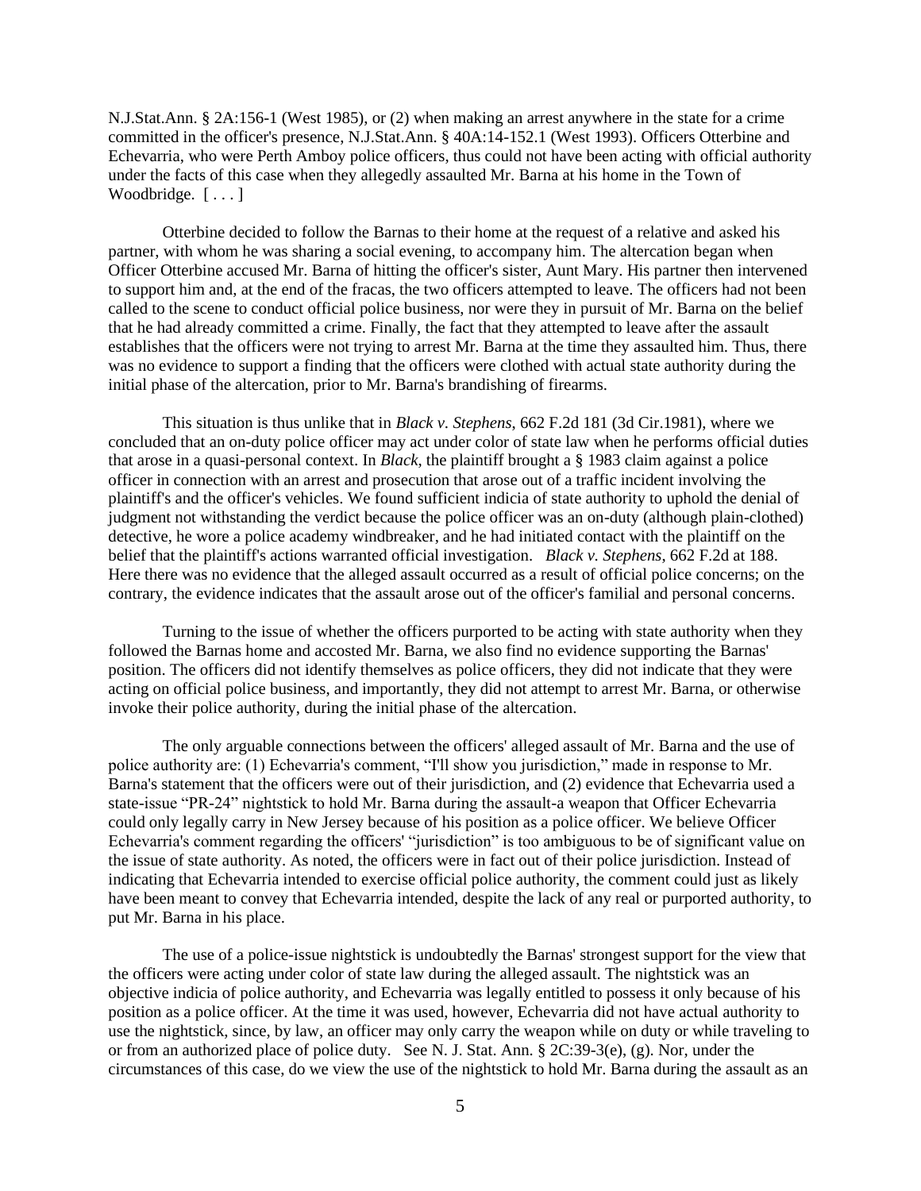N.J.Stat.Ann. § 2A:156-1 (West 1985), or (2) when making an arrest anywhere in the state for a crime committed in the officer's presence, N.J.Stat.Ann. § 40A:14-152.1 (West 1993). Officers Otterbine and Echevarria, who were Perth Amboy police officers, thus could not have been acting with official authority under the facts of this case when they allegedly assaulted Mr. Barna at his home in the Town of Woodbridge. [ . . . ]

Otterbine decided to follow the Barnas to their home at the request of a relative and asked his partner, with whom he was sharing a social evening, to accompany him. The altercation began when Officer Otterbine accused Mr. Barna of hitting the officer's sister, Aunt Mary. His partner then intervened to support him and, at the end of the fracas, the two officers attempted to leave. The officers had not been called to the scene to conduct official police business, nor were they in pursuit of Mr. Barna on the belief that he had already committed a crime. Finally, the fact that they attempted to leave after the assault establishes that the officers were not trying to arrest Mr. Barna at the time they assaulted him. Thus, there was no evidence to support a finding that the officers were clothed with actual state authority during the initial phase of the altercation, prior to Mr. Barna's brandishing of firearms.

This situation is thus unlike that in *Black v. Stephens*, 662 F.2d 181 (3d Cir.1981), where we concluded that an on-duty police officer may act under color of state law when he performs official duties that arose in a quasi-personal context. In *Black*, the plaintiff brought a § 1983 claim against a police officer in connection with an arrest and prosecution that arose out of a traffic incident involving the plaintiff's and the officer's vehicles. We found sufficient indicia of state authority to uphold the denial of judgment not withstanding the verdict because the police officer was an on-duty (although plain-clothed) detective, he wore a police academy windbreaker, and he had initiated contact with the plaintiff on the belief that the plaintiff's actions warranted official investigation. *Black v. Stephens*, 662 F.2d at 188. Here there was no evidence that the alleged assault occurred as a result of official police concerns; on the contrary, the evidence indicates that the assault arose out of the officer's familial and personal concerns.

Turning to the issue of whether the officers purported to be acting with state authority when they followed the Barnas home and accosted Mr. Barna, we also find no evidence supporting the Barnas' position. The officers did not identify themselves as police officers, they did not indicate that they were acting on official police business, and importantly, they did not attempt to arrest Mr. Barna, or otherwise invoke their police authority, during the initial phase of the altercation.

The only arguable connections between the officers' alleged assault of Mr. Barna and the use of police authority are: (1) Echevarria's comment, "I'll show you jurisdiction," made in response to Mr. Barna's statement that the officers were out of their jurisdiction, and (2) evidence that Echevarria used a state-issue "PR-24" nightstick to hold Mr. Barna during the assault-a weapon that Officer Echevarria could only legally carry in New Jersey because of his position as a police officer. We believe Officer Echevarria's comment regarding the officers' "jurisdiction" is too ambiguous to be of significant value on the issue of state authority. As noted, the officers were in fact out of their police jurisdiction. Instead of indicating that Echevarria intended to exercise official police authority, the comment could just as likely have been meant to convey that Echevarria intended, despite the lack of any real or purported authority, to put Mr. Barna in his place.

The use of a police-issue nightstick is undoubtedly the Barnas' strongest support for the view that the officers were acting under color of state law during the alleged assault. The nightstick was an objective indicia of police authority, and Echevarria was legally entitled to possess it only because of his position as a police officer. At the time it was used, however, Echevarria did not have actual authority to use the nightstick, since, by law, an officer may only carry the weapon while on duty or while traveling to or from an authorized place of police duty. See N. J. Stat. Ann. § 2C:39-3(e), (g). Nor, under the circumstances of this case, do we view the use of the nightstick to hold Mr. Barna during the assault as an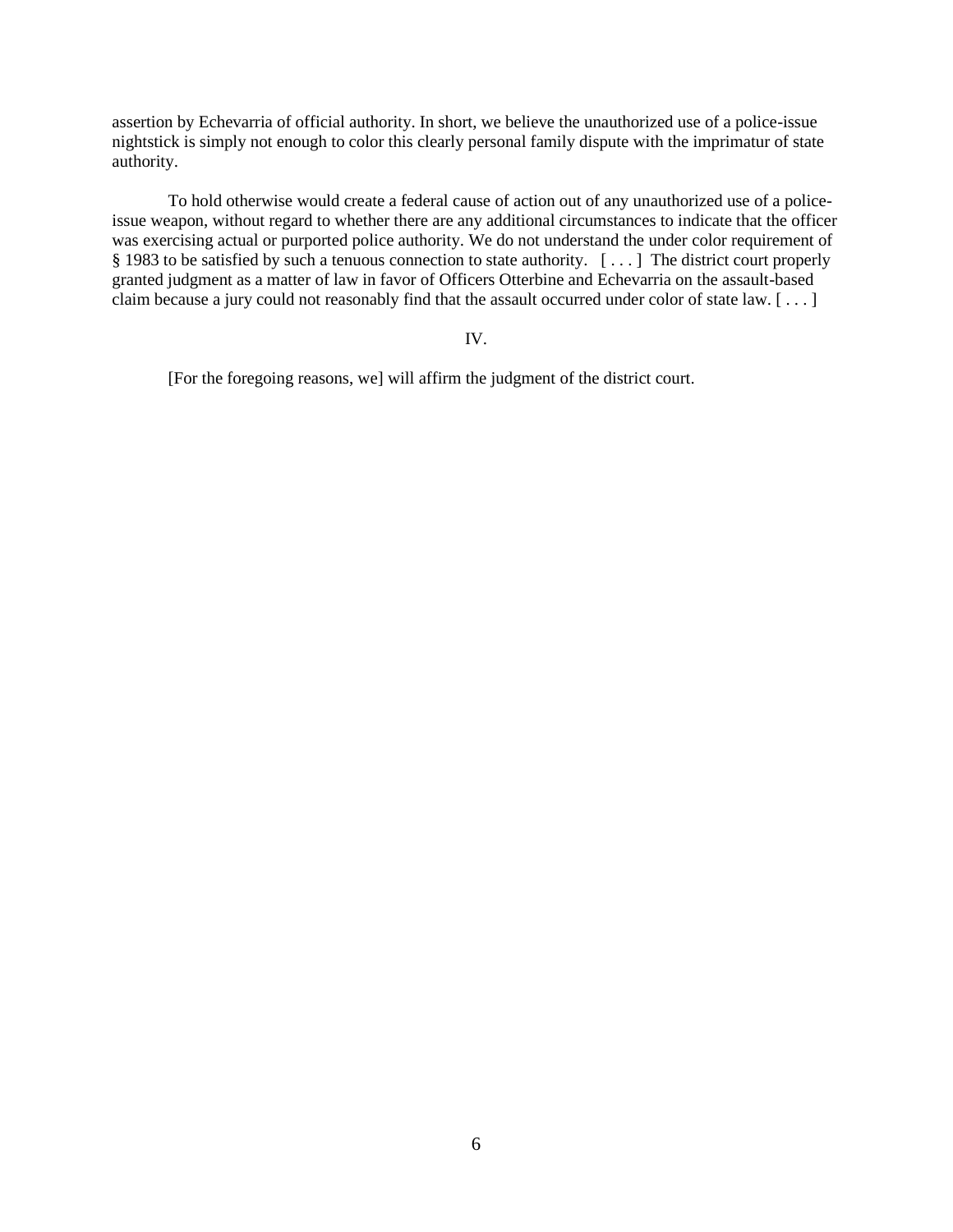assertion by Echevarria of official authority. In short, we believe the unauthorized use of a police-issue nightstick is simply not enough to color this clearly personal family dispute with the imprimatur of state authority.

To hold otherwise would create a federal cause of action out of any unauthorized use of a police-issue weapon, without regard to whether there are any additional circumstances to indicate that the officer was exercising actual or purported police authority. We do not understand the under color requirement of § 1983 to be satisfied by such a tenuous connection to state authority. [ . . . ] The district court properly granted judgment as a matter of law in favor of Officers Otterbine and Echevarria on the assault-based claim because a jury could not reasonably find that the assault occurred under color of state law. [ . . . ]

IV.

[For the foregoing reasons, we] will affirm the judgment of the district court.